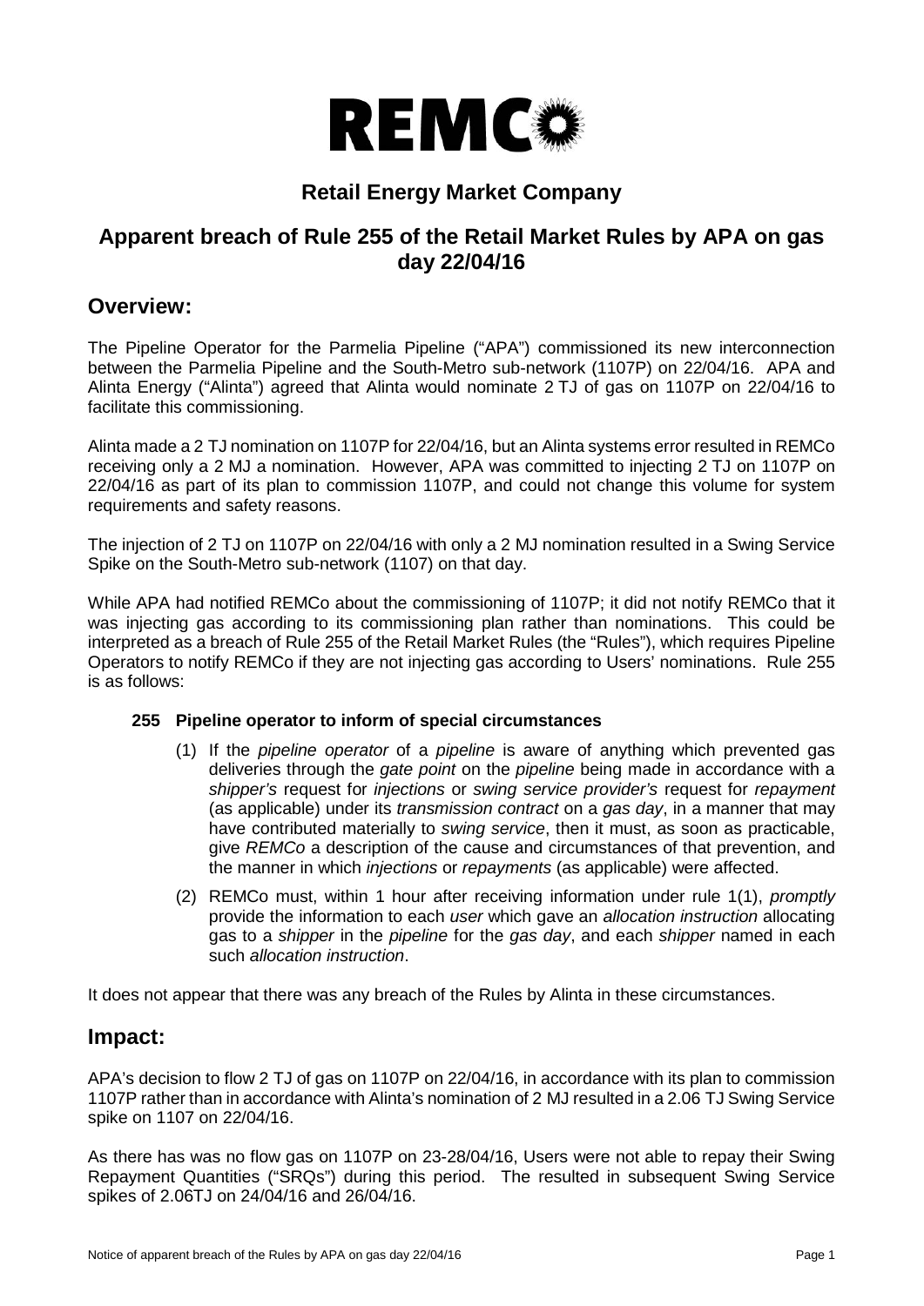# REMCO

## Retail Energy Market Company

## Apparent breach of Rule 255 of the Retail Market Rules by APA on gas day 22/04/16

## Overview:

The Pipeline Operator for the Parmelia Pipeline ("APA") commissioned its new interconnection between the Parmelia Pipeline and the South-Metro sub-network (1107P) on 22/04/16. APA and Alinta Energy ("Alinta") agreed that Alinta would nominate 2 TJ of gas on 1107P on 22/04/16 to facilitate this commissioning.

Alinta made a 2 TJ nomination on 1107P for 22/04/16, but an Alinta systems error resulted in REMCo receiving only a 2 MJ a nomination. However, APA was committed to injecting 2 TJ on 1107P on 22/04/16 as part of its plan to commission 1107P, and could not change this volume for system requirements and safety reasons.

The injection of 2 TJ on 1107P on 22/04/16 with only a 2 MJ nomination resulted in a Swing Service Spike on the South-Metro sub-network (1107) on that day.

While APA had notified REMCo about the commissioning of 1107P; it did not notify REMCo that it was injecting gas according to its commissioning plan rather than nominations. This could be interpreted as a breach of Rule 255 of the Retail Market Rules (the "Rules"), which requires Pipeline Operators to notify REMCo if they are not injecting gas according to Users' nominations. Rule 255 is as follows:

**255 Pipeline operator to inform of special circumstances**

(1) If the *pipeline operator* of a *pipeline* is aware of anything which prevented gas deliveries through the *gate point* on the *pipeline* being made in accordance with a *shipper's* request for *injections* or *swing service provider's* request for *repayment* (as applicable) under its *transmission contract* on a *gas day*, in a manner that may have contributed materially to *swing service*, then it must, as soon as practicable, give *REMCo* a description of the cause and circumstances of that prevention, and the manner in which *injections* or *repayments* (as applicable) were affected.

(2) REMCo must, within 1 hour after receiving information under rule 1(1), *promptly* provide the information to each *user* which gave an *allocation instruction* allocating gas to a *shipper* in the *pipeline* for the *gas day*, and each *shipper* named in each such *allocation instruction*.

It does not appear that there was any breach of the Rules by Alinta in these circumstances.

## Impact:

APA's decision to flow 2 TJ of gas on 1107P on 22/04/16, in accordance with its plan to commission 1107P rather than in accordance with Alinta's nomination of 2 MJ resulted in a 2.06 TJ Swing Service spike on 1107 on 22/04/16.

As there has was no flow gas on 1107P on 23-28/04/16, Users were not able to repay their Swing Repayment Quantities ("SRQs") during this period. The resulted in subsequent Swing Service spikes of 2.06TJ on 24/04/16 and 26/04/16.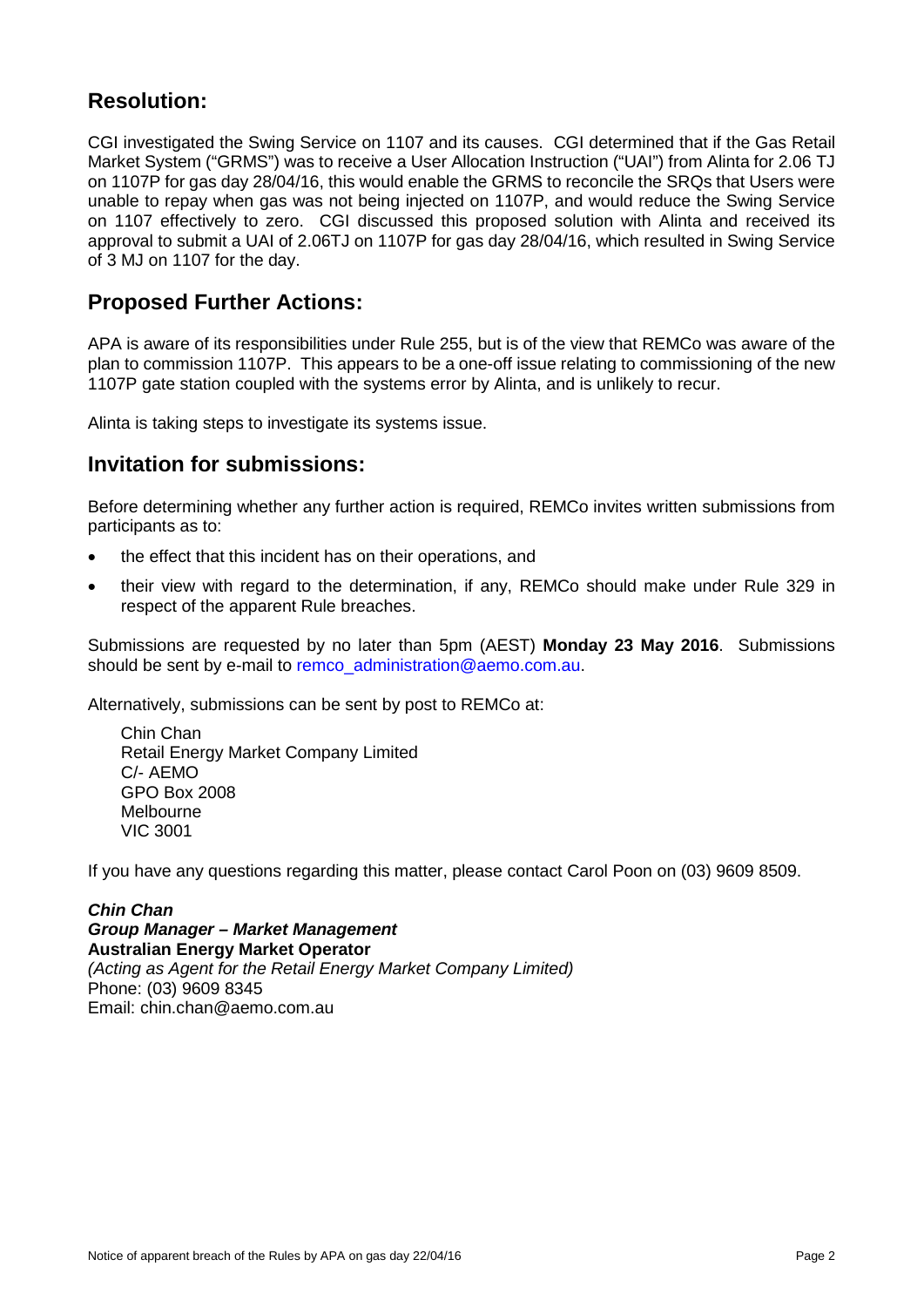## Resolution:

CGI investigated the Swing Service on 1107 and its causes. CGI determined that if the Gas Retail Market System ("GRMS") was to receive a User Allocation Instruction ("UAI") from Alinta for 2.06 TJ on 1107P for gas day 28/04/16, this would enable the GRMS to reconcile the SRQs that Users were unable to repay when gas was not being injected on 1107P, and would reduce the Swing Service on 1107 effectively to zero. CGI discussed this proposed solution with Alinta and received its approval to submit a UAI of 2.06TJ on 1107P for gas day 28/04/16, which resulted in Swing Service of 3 MJ on 1107 for the day.

## Proposed Further Actions:

APA is aware of its responsibilities under Rule 255, but is of the view that REMCo was aware of the plan to commission 1107P. This appears to be a one-off issue relating to commissioning of the new 1107P gate station coupled with the systems error by Alinta, and is unlikely to recur.

Alinta is taking steps to investigate its systems issue.

## Invitation for submissions:

Before determining whether any further action is required, REMCo invites written submissions from participants as to:

- the effect that this incident has on their operations, and
- their view with regard to the determination, if any, REMCo should make under Rule 329 in respect of the apparent Rule breaches.

Submissions are requested by no later than 5pm (AEST) **Monday 23 May 2016**. Submissions should be sent by e-mail to remco_administration@aemo.com.au.

Alternatively, submissions can be sent by post to REMCo at:

Chin Chan
Retail Energy Market Company Limited
C/- AEMO
GPO Box 2008
Melbourne
VIC 3001

If you have any questions regarding this matter, please contact Carol Poon on (03) 9609 8509.

***Chin Chan***
***Group Manager – Market Management***
**Australian Energy Market Operator**
*(Acting as Agent for the Retail Energy Market Company Limited)*
Phone: (03) 9609 8345
Email: chin.chan@aemo.com.au